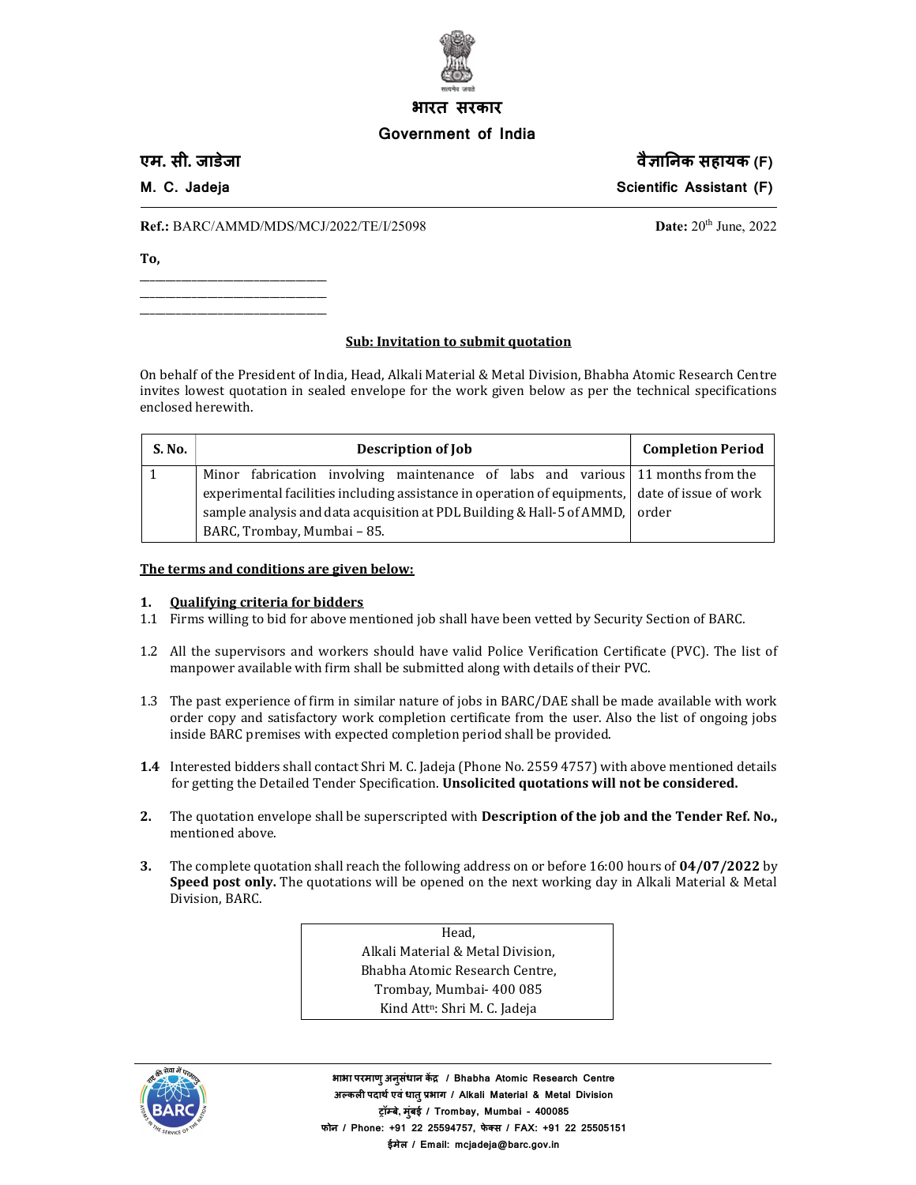भारत सरकार

Government of India

एम. सी. जाडेजा | वैज्ञानिक सहायक (F)

M. C. Jadeja | Scientific Assistant (F)

**Ref.:** BARC/AMMD/MDS/MCJ/2022/TE/I/25098 **Date:** 20th June, 2022

**To,**

\_\_\_\_\_\_\_\_\_\_\_\_\_\_\_\_\_\_\_\_\_\_\_\_\_\_\_\_\_\_

\_\_\_\_\_\_\_\_\_\_\_\_\_\_\_\_\_\_\_\_\_\_\_\_\_\_\_\_\_\_

\_\_\_\_\_\_\_\_\_\_\_\_\_\_\_\_\_\_\_\_\_\_\_\_\_\_\_\_\_\_

**Sub: Invitation to submit quotation**

On behalf of the President of India, Head, Alkali Material & Metal Division, Bhabha Atomic Research Centre invites lowest quotation in sealed envelope for the work given below as per the technical specifications enclosed herewith.

| S. No. | Description of Job | Completion Period |
|---|---|---|
| 1 | Minor fabrication involving maintenance of labs and various experimental facilities including assistance in operation of equipments, sample analysis and data acquisition at PDL Building & Hall-5 of AMMD, BARC, Trombay, Mumbai – 85. | 11 months from the date of issue of work order |

**The terms and conditions are given below:**

1. **Qualifying criteria for bidders**

1.1 Firms willing to bid for above mentioned job shall have been vetted by Security Section of BARC.

1.2 All the supervisors and workers should have valid Police Verification Certificate (PVC). The list of manpower available with firm shall be submitted along with details of their PVC.

1.3 The past experience of firm in similar nature of jobs in BARC/DAE shall be made available with work order copy and satisfactory work completion certificate from the user. Also the list of ongoing jobs inside BARC premises with expected completion period shall be provided.

**1.4** Interested bidders shall contact Shri M. C. Jadeja (Phone No. 2559 4757) with above mentioned details for getting the Detailed Tender Specification. **Unsolicited quotations will not be considered.**

**2.** The quotation envelope shall be superscripted with **Description of the job and the Tender Ref. No.,** mentioned above.

**3.** The complete quotation shall reach the following address on or before 16:00 hours of **04/07/2022** by **Speed post only.** The quotations will be opened on the next working day in Alkali Material & Metal Division, BARC.

Head,
Alkali Material & Metal Division,
Bhabha Atomic Research Centre,
Trombay, Mumbai- 400 085
Kind Attn: Shri M. C. Jadeja

भाभा परमाणु अनुसंधान केंद्र / Bhabha Atomic Research Centre
अल्कली पदार्थ एवं धातु प्रभाग / Alkali Material & Metal Division
ट्रॉम्बे, मुंबई / Trombay, Mumbai - 400085
फोन / Phone: +91 22 25594757, फैक्स / FAX: +91 22 25505151
ईमेल / Email: mcjadeja@barc.gov.in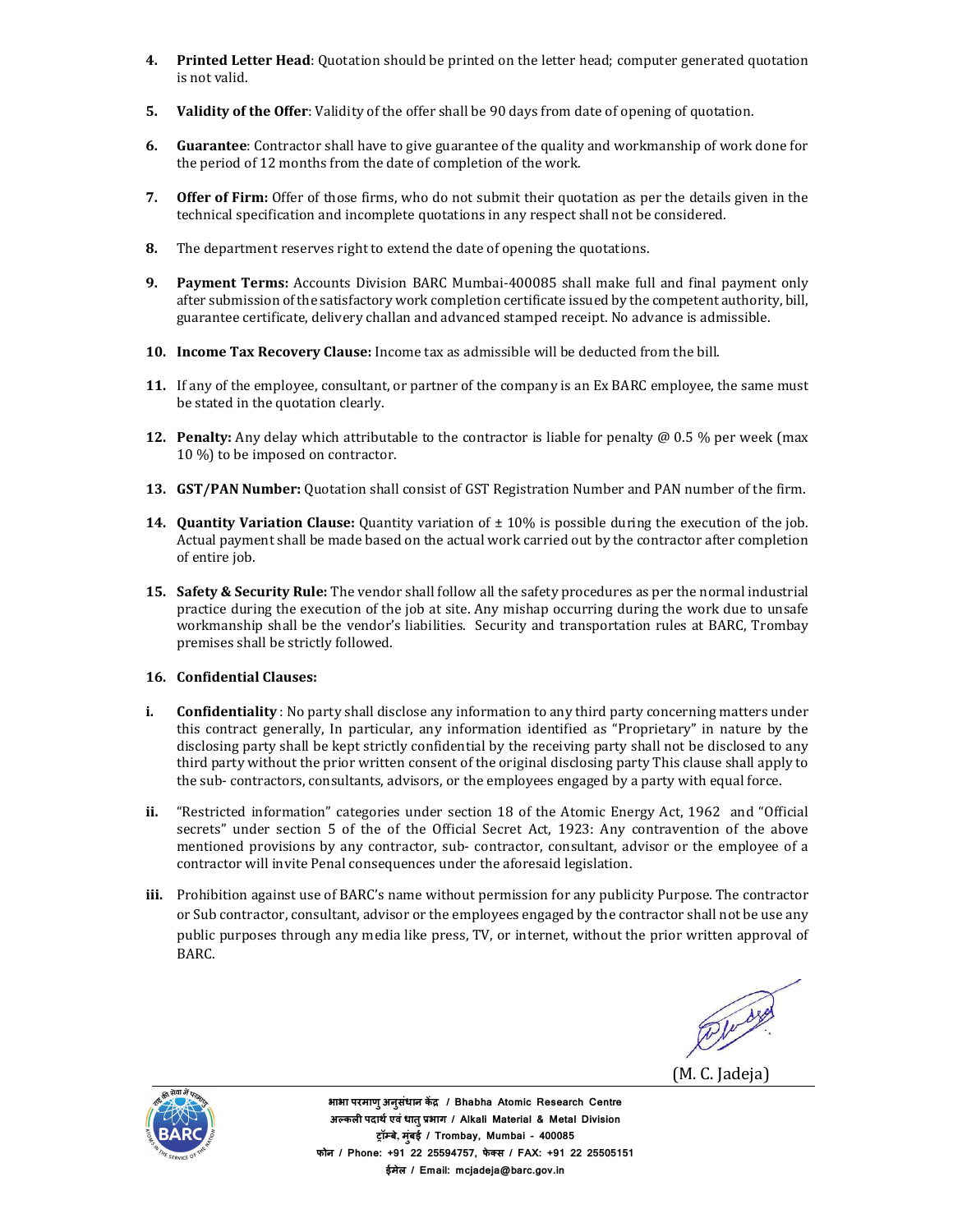4. **Printed Letter Head**: Quotation should be printed on the letter head; computer generated quotation is not valid.

5. **Validity of the Offer**: Validity of the offer shall be 90 days from date of opening of quotation.

6. **Guarantee**: Contractor shall have to give guarantee of the quality and workmanship of work done for the period of 12 months from the date of completion of the work.

7. **Offer of Firm:** Offer of those firms, who do not submit their quotation as per the details given in the technical specification and incomplete quotations in any respect shall not be considered.

8. The department reserves right to extend the date of opening the quotations.

9. **Payment Terms:** Accounts Division BARC Mumbai-400085 shall make full and final payment only after submission of the satisfactory work completion certificate issued by the competent authority, bill, guarantee certificate, delivery challan and advanced stamped receipt. No advance is admissible.

10. **Income Tax Recovery Clause:** Income tax as admissible will be deducted from the bill.

11. If any of the employee, consultant, or partner of the company is an Ex BARC employee, the same must be stated in the quotation clearly.

12. **Penalty:** Any delay which attributable to the contractor is liable for penalty @ 0.5 % per week (max 10 %) to be imposed on contractor.

13. **GST/PAN Number:** Quotation shall consist of GST Registration Number and PAN number of the firm.

14. **Quantity Variation Clause:** Quantity variation of ± 10% is possible during the execution of the job. Actual payment shall be made based on the actual work carried out by the contractor after completion of entire job.

15. **Safety & Security Rule:** The vendor shall follow all the safety procedures as per the normal industrial practice during the execution of the job at site. Any mishap occurring during the work due to unsafe workmanship shall be the vendor's liabilities. Security and transportation rules at BARC, Trombay premises shall be strictly followed.

16. **Confidential Clauses:**

i. **Confidentiality** : No party shall disclose any information to any third party concerning matters under this contract generally, In particular, any information identified as "Proprietary" in nature by the disclosing party shall be kept strictly confidential by the receiving party shall not be disclosed to any third party without the prior written consent of the original disclosing party This clause shall apply to the sub- contractors, consultants, advisors, or the employees engaged by a party with equal force.

ii. "Restricted information" categories under section 18 of the Atomic Energy Act, 1962 and "Official secrets" under section 5 of the of the Official Secret Act, 1923: Any contravention of the above mentioned provisions by any contractor, sub- contractor, consultant, advisor or the employee of a contractor will invite Penal consequences under the aforesaid legislation.

iii. Prohibition against use of BARC's name without permission for any publicity Purpose. The contractor or Sub contractor, consultant, advisor or the employees engaged by the contractor shall not be use any public purposes through any media like press, TV, or internet, without the prior written approval of BARC.

(M. C. Jadeja)

भाभा परमाणु अनुसंधान केंद्र / Bhabha Atomic Research Centre
अल्कली पदार्थ एवं धातु प्रभाग / Alkali Material & Metal Division
ट्रॉम्बे, मुंबई / Trombay, Mumbai - 400085
फोन / Phone: +91 22 25594757, फेक्स / FAX: +91 22 25505151
ईमेल / Email: mcjadeja@barc.gov.in